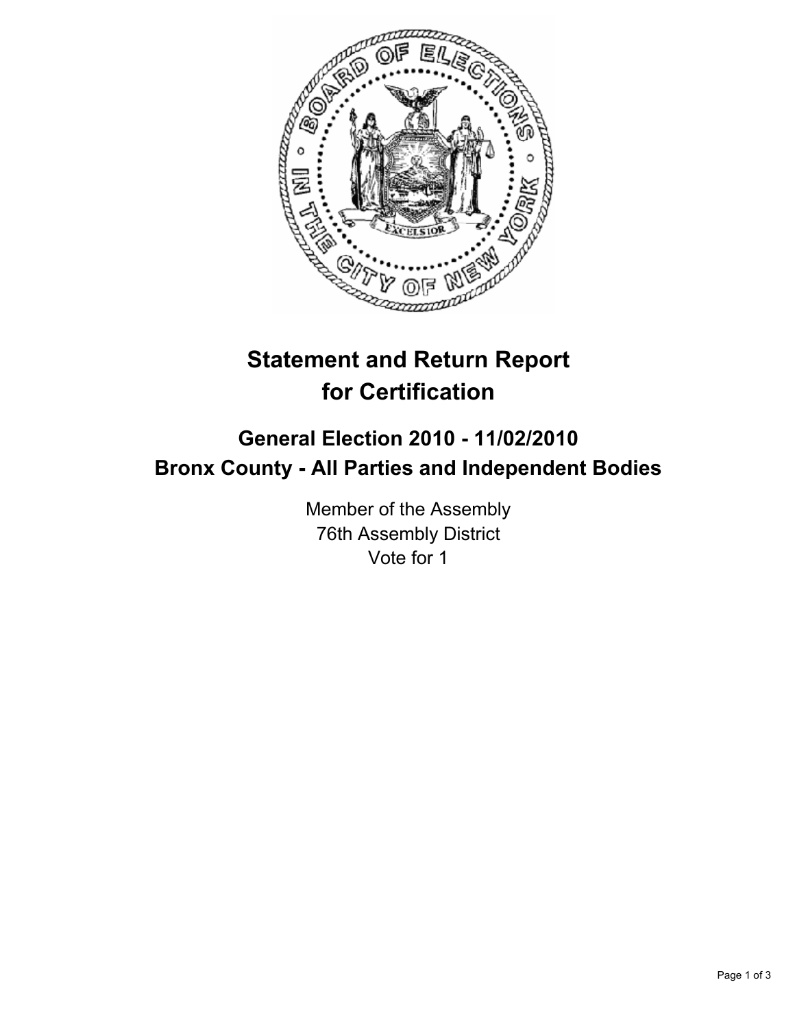# Statement and Return Report for Certification

## General Election 2010 - 11/02/2010
## Bronx County - All Parties and Independent Bodies

Member of the Assembly
76th Assembly District
Vote for 1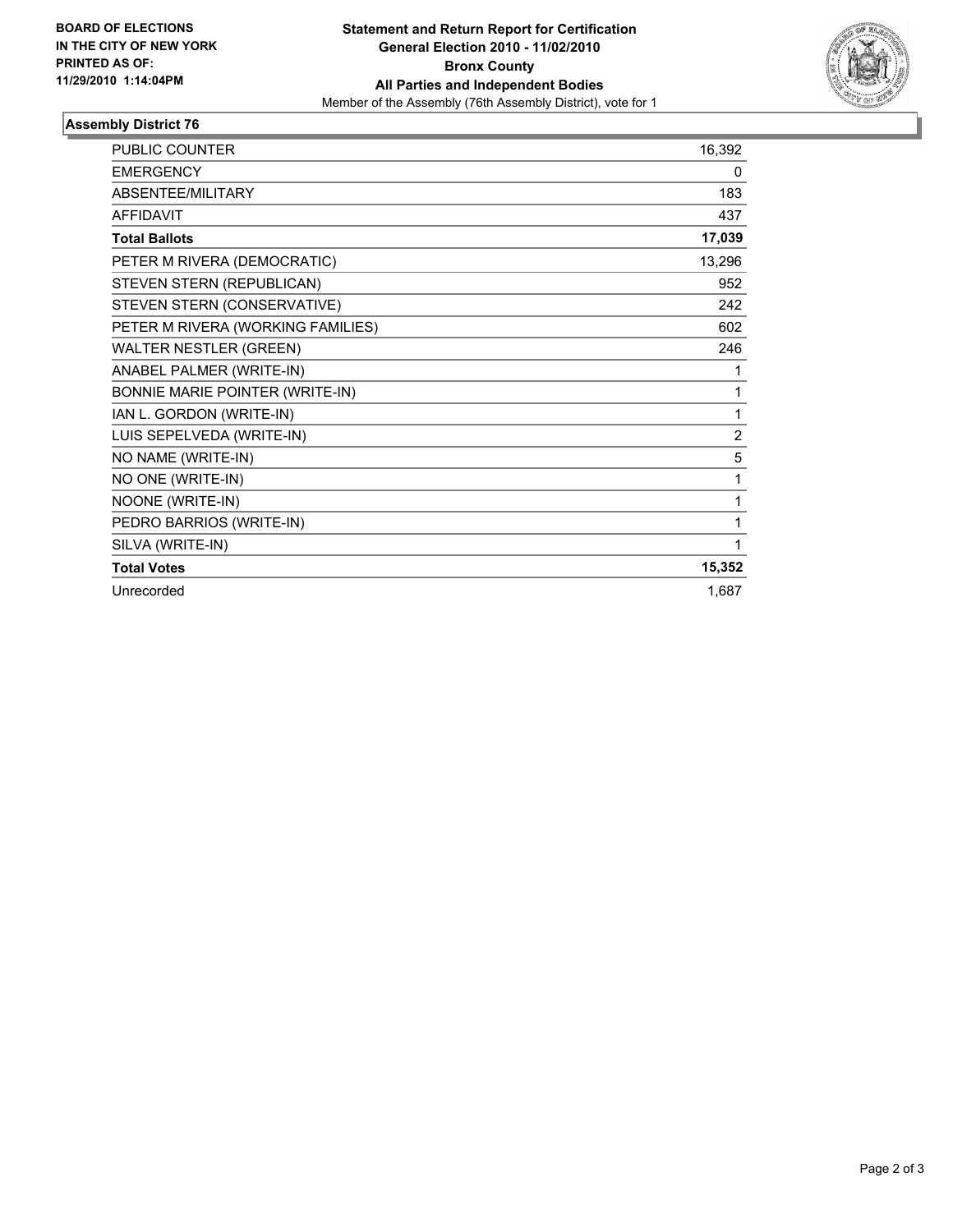**BOARD OF ELECTIONS IN THE CITY OF NEW YORK PRINTED AS OF: 11/29/2010 1:14:04PM**

# Statement and Return Report for Certification General Election 2010 - 11/02/2010 Bronx County All Parties and Independent Bodies

Member of the Assembly (76th Assembly District), vote for 1

## Assembly District 76

| | |
|---|---|
| PUBLIC COUNTER | 16,392 |
| EMERGENCY | 0 |
| ABSENTEE/MILITARY | 183 |
| AFFIDAVIT | 437 |
| **Total Ballots** | **17,039** |
| PETER M RIVERA (DEMOCRATIC) | 13,296 |
| STEVEN STERN (REPUBLICAN) | 952 |
| STEVEN STERN (CONSERVATIVE) | 242 |
| PETER M RIVERA (WORKING FAMILIES) | 602 |
| WALTER NESTLER (GREEN) | 246 |
| ANABEL PALMER (WRITE-IN) | 1 |
| BONNIE MARIE POINTER (WRITE-IN) | 1 |
| IAN L. GORDON (WRITE-IN) | 1 |
| LUIS SEPELVEDA (WRITE-IN) | 2 |
| NO NAME (WRITE-IN) | 5 |
| NO ONE (WRITE-IN) | 1 |
| NOONE (WRITE-IN) | 1 |
| PEDRO BARRIOS (WRITE-IN) | 1 |
| SILVA (WRITE-IN) | 1 |
| **Total Votes** | **15,352** |
| Unrecorded | 1,687 |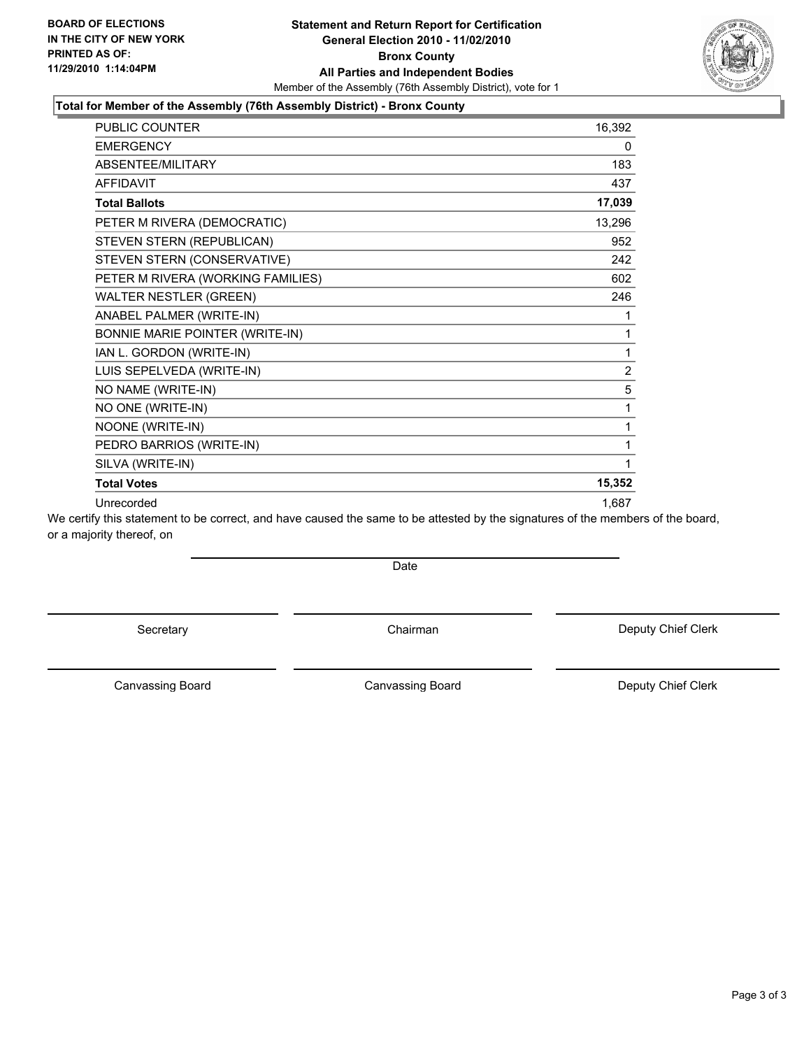**BOARD OF ELECTIONS IN THE CITY OF NEW YORK PRINTED AS OF: 11/29/2010 1:14:04PM**

# Statement and Return Report for Certification
## General Election 2010 - 11/02/2010
## Bronx County
## All Parties and Independent Bodies

Member of the Assembly (76th Assembly District), vote for 1

### Total for Member of the Assembly (76th Assembly District) - Bronx County

| | |
|---|---|
| PUBLIC COUNTER | 16,392 |
| EMERGENCY | 0 |
| ABSENTEE/MILITARY | 183 |
| AFFIDAVIT | 437 |
| **Total Ballots** | **17,039** |
| PETER M RIVERA (DEMOCRATIC) | 13,296 |
| STEVEN STERN (REPUBLICAN) | 952 |
| STEVEN STERN (CONSERVATIVE) | 242 |
| PETER M RIVERA (WORKING FAMILIES) | 602 |
| WALTER NESTLER (GREEN) | 246 |
| ANABEL PALMER (WRITE-IN) | 1 |
| BONNIE MARIE POINTER (WRITE-IN) | 1 |
| IAN L. GORDON (WRITE-IN) | 1 |
| LUIS SEPELVEDA (WRITE-IN) | 2 |
| NO NAME (WRITE-IN) | 5 |
| NO ONE (WRITE-IN) | 1 |
| NOONE (WRITE-IN) | 1 |
| PEDRO BARRIOS (WRITE-IN) | 1 |
| SILVA (WRITE-IN) | 1 |
| **Total Votes** | **15,352** |
| Unrecorded | 1,687 |

We certify this statement to be correct, and have caused the same to be attested by the signatures of the members of the board, or a majority thereof, on

Date

Secretary | Chairman | Deputy Chief Clerk

Canvassing Board | Canvassing Board | Deputy Chief Clerk